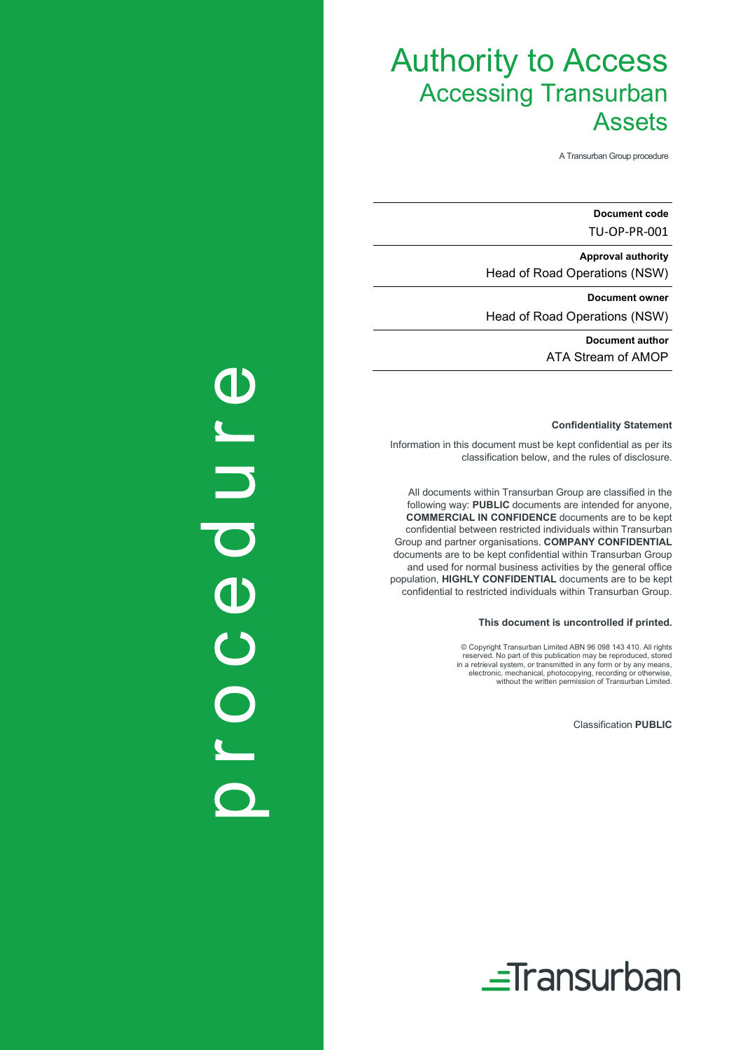# Authority to Access

## Accessing Transurban Assets

A Transurban Group procedure

**Document code**
TU-OP-PR-001

**Approval authority**
Head of Road Operations (NSW)

**Document owner**
Head of Road Operations (NSW)

**Document author**
ATA Stream of AMOP

procedure

**Confidentiality Statement**

Information in this document must be kept confidential as per its classification below, and the rules of disclosure.

All documents within Transurban Group are classified in the following way: **PUBLIC** documents are intended for anyone, **COMMERCIAL IN CONFIDENCE** documents are to be kept confidential between restricted individuals within Transurban Group and partner organisations. **COMPANY CONFIDENTIAL** documents are to be kept confidential within Transurban Group and used for normal business activities by the general office population, **HIGHLY CONFIDENTIAL** documents are to be kept confidential to restricted individuals within Transurban Group.

**This document is uncontrolled if printed.**

© Copyright Transurban Limited ABN 96 098 143 410. All rights reserved. No part of this publication may be reproduced, stored in a retrieval system, or transmitted in any form or by any means, electronic, mechanical, photocopying, recording or otherwise, without the written permission of Transurban Limited.

Classification **PUBLIC**

Transurban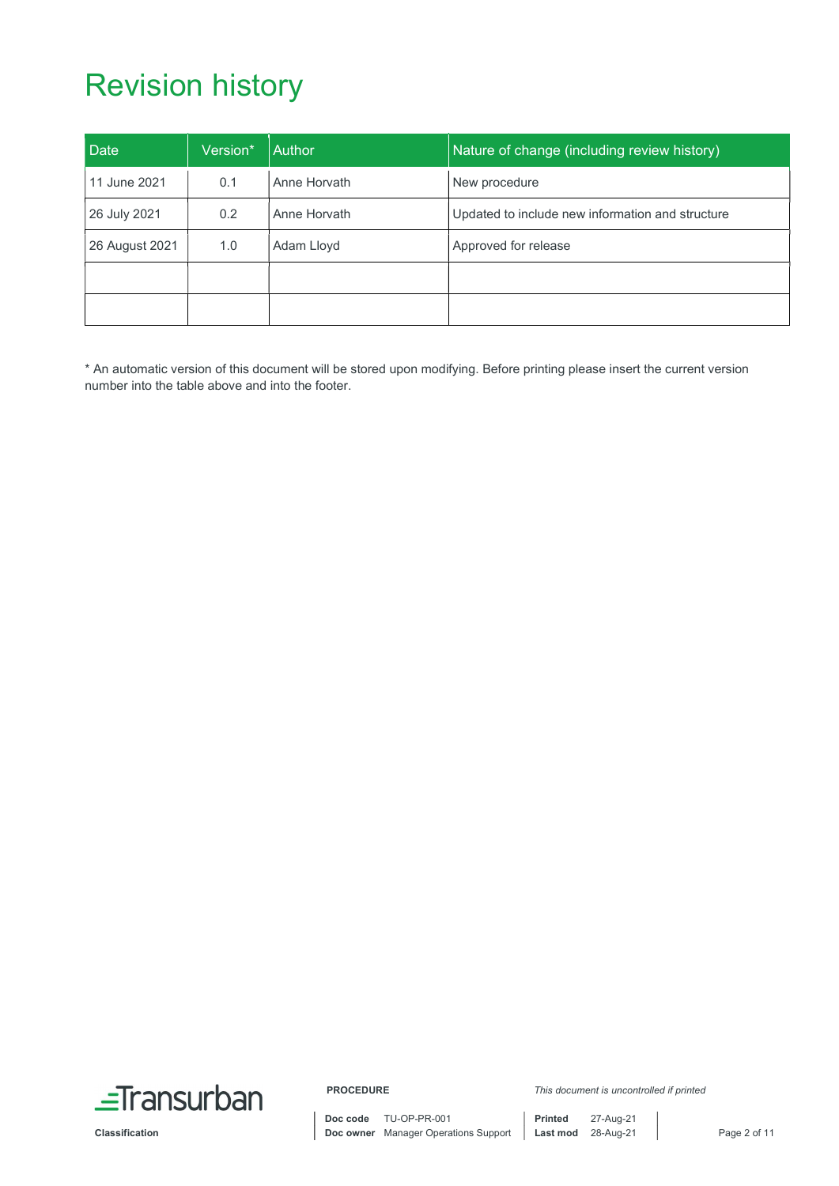# Revision history

| Date | Version* | Author | Nature of change (including review history) |
|---|---|---|---|
| 11 June 2021 | 0.1 | Anne Horvath | New procedure |
| 26 July 2021 | 0.2 | Anne Horvath | Updated to include new information and structure |
| 26 August 2021 | 1.0 | Adam Lloyd | Approved for release |
| | | | |
| | | | |

* An automatic version of this document will be stored upon modifying. Before printing please insert the current version number into the table above and into the footer.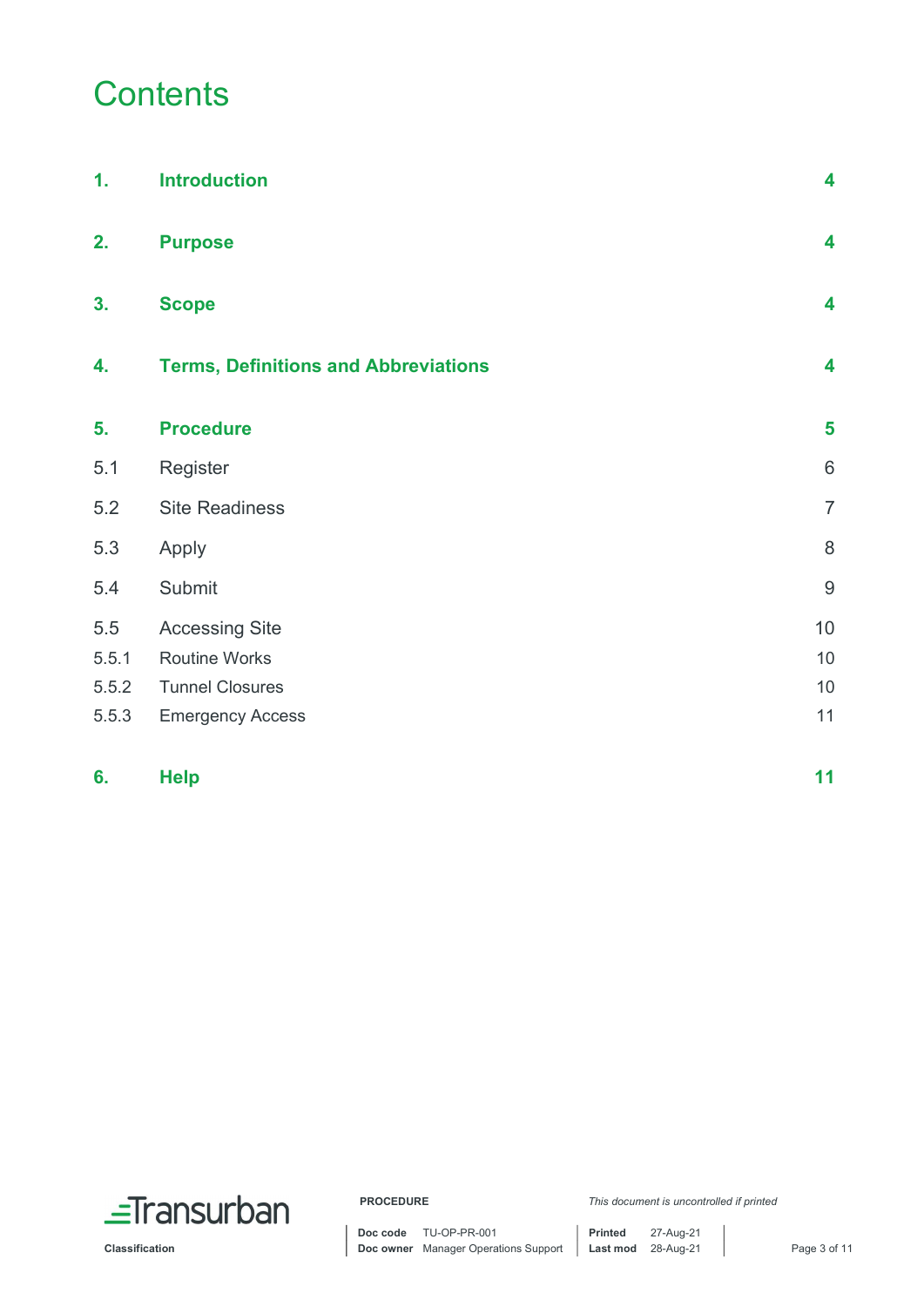# Contents

| | | |
|---|---|---|
| **1.** | **Introduction** | **4** |
| **2.** | **Purpose** | **4** |
| **3.** | **Scope** | **4** |
| **4.** | **Terms, Definitions and Abbreviations** | **4** |
| **5.** | **Procedure** | **5** |
| 5.1 | Register | 6 |
| 5.2 | Site Readiness | 7 |
| 5.3 | Apply | 8 |
| 5.4 | Submit | 9 |
| 5.5 | Accessing Site | 10 |
| 5.5.1 | Routine Works | 10 |
| 5.5.2 | Tunnel Closures | 10 |
| 5.5.3 | Emergency Access | 11 |
| **6.** | **Help** | **11** |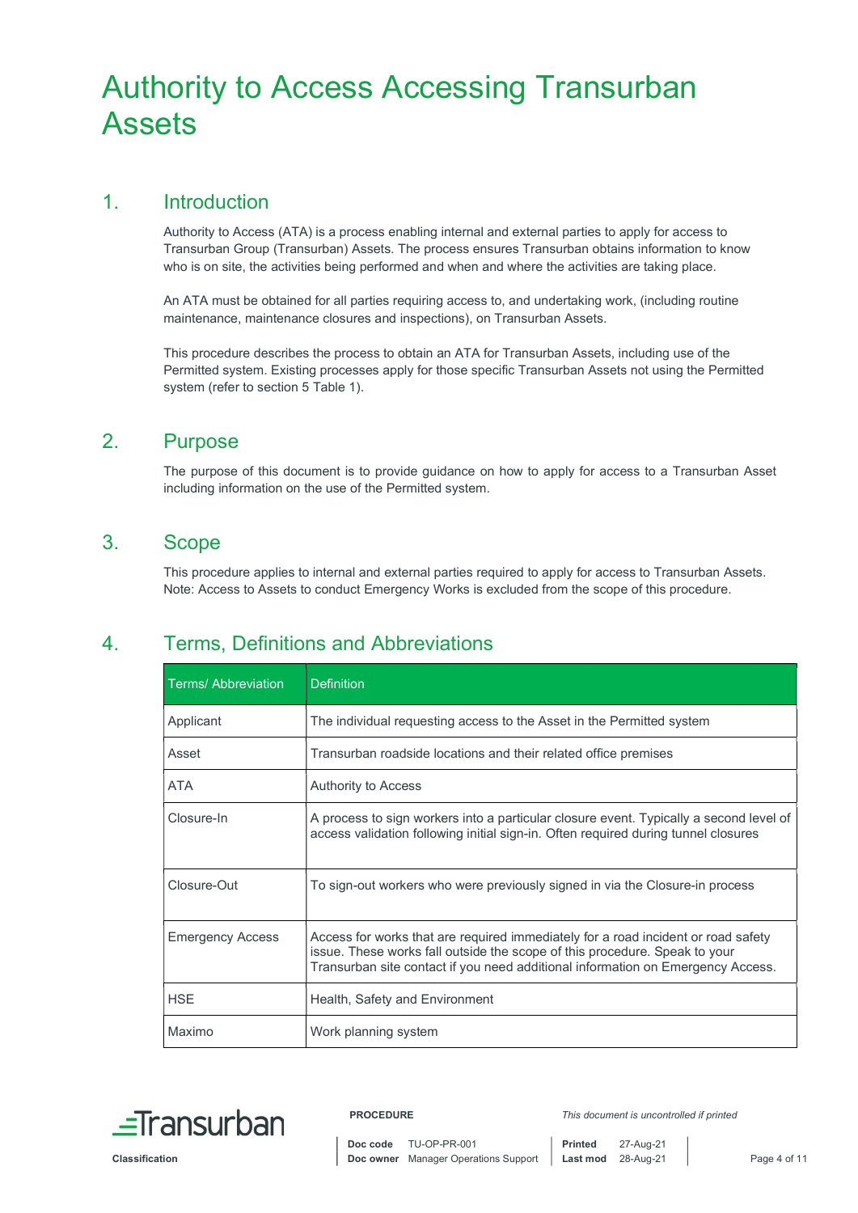# Authority to Access Accessing Transurban Assets

## 1. Introduction

Authority to Access (ATA) is a process enabling internal and external parties to apply for access to Transurban Group (Transurban) Assets. The process ensures Transurban obtains information to know who is on site, the activities being performed and when and where the activities are taking place.

An ATA must be obtained for all parties requiring access to, and undertaking work, (including routine maintenance, maintenance closures and inspections), on Transurban Assets.

This procedure describes the process to obtain an ATA for Transurban Assets, including use of the Permitted system. Existing processes apply for those specific Transurban Assets not using the Permitted system (refer to section 5 Table 1).

## 2. Purpose

The purpose of this document is to provide guidance on how to apply for access to a Transurban Asset including information on the use of the Permitted system.

## 3. Scope

This procedure applies to internal and external parties required to apply for access to Transurban Assets. Note: Access to Assets to conduct Emergency Works is excluded from the scope of this procedure.

## 4. Terms, Definitions and Abbreviations

| Terms/ Abbreviation | Definition |
|---|---|
| Applicant | The individual requesting access to the Asset in the Permitted system |
| Asset | Transurban roadside locations and their related office premises |
| ATA | Authority to Access |
| Closure-In | A process to sign workers into a particular closure event. Typically a second level of access validation following initial sign-in. Often required during tunnel closures |
| Closure-Out | To sign-out workers who were previously signed in via the Closure-in process |
| Emergency Access | Access for works that are required immediately for a road incident or road safety issue. These works fall outside the scope of this procedure. Speak to your Transurban site contact if you need additional information on Emergency Access. |
| HSE | Health, Safety and Environment |
| Maximo | Work planning system |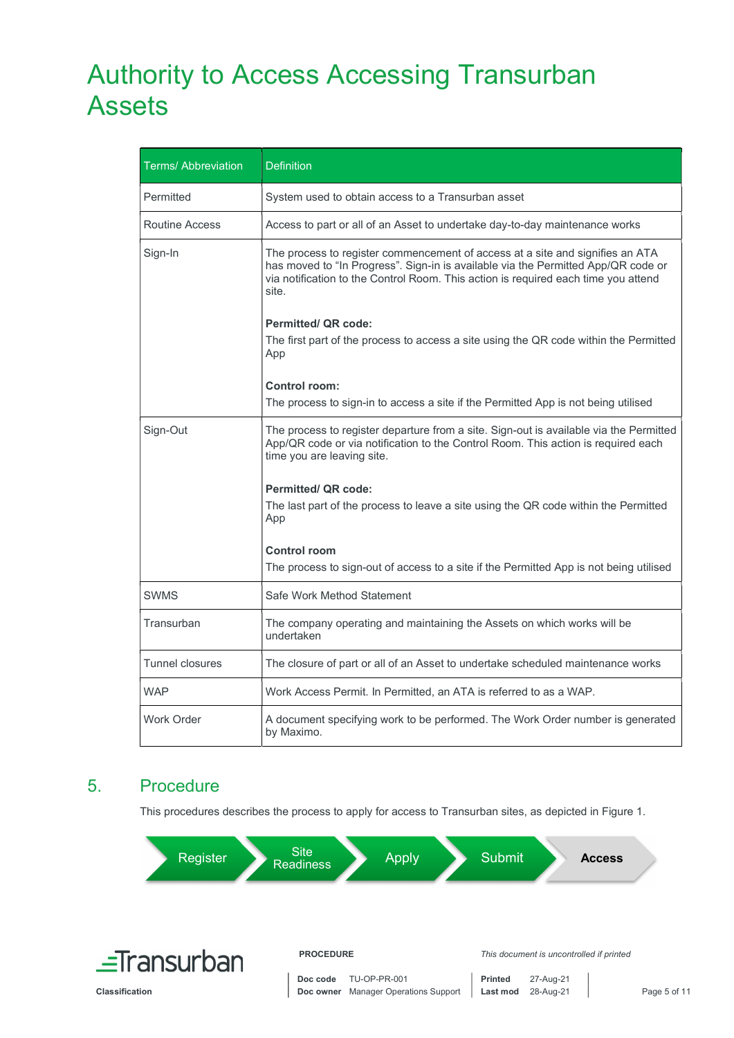# Authority to Access Accessing Transurban Assets

| Terms/ Abbreviation | Definition |
|---|---|
| Permitted | System used to obtain access to a Transurban asset |
| Routine Access | Access to part or all of an Asset to undertake day-to-day maintenance works |
| Sign-In | The process to register commencement of access at a site and signifies an ATA has moved to "In Progress". Sign-in is available via the Permitted App/QR code or via notification to the Control Room. This action is required each time you attend site.<br><br>**Permitted/ QR code:**<br>The first part of the process to access a site using the QR code within the Permitted App<br><br>**Control room:**<br>The process to sign-in to access a site if the Permitted App is not being utilised |
| Sign-Out | The process to register departure from a site. Sign-out is available via the Permitted App/QR code or via notification to the Control Room. This action is required each time you are leaving site.<br><br>**Permitted/ QR code:**<br>The last part of the process to leave a site using the QR code within the Permitted App<br><br>**Control room**<br>The process to sign-out of access to a site if the Permitted App is not being utilised |
| SWMS | Safe Work Method Statement |
| Transurban | The company operating and maintaining the Assets on which works will be undertaken |
| Tunnel closures | The closure of part or all of an Asset to undertake scheduled maintenance works |
| WAP | Work Access Permit. In Permitted, an ATA is referred to as a WAP. |
| Work Order | A document specifying work to be performed. The Work Order number is generated by Maximo. |

## 5. Procedure

This procedures describes the process to apply for access to Transurban sites, as depicted in Figure 1.

Register → Site Readiness → Apply → Submit → **Access**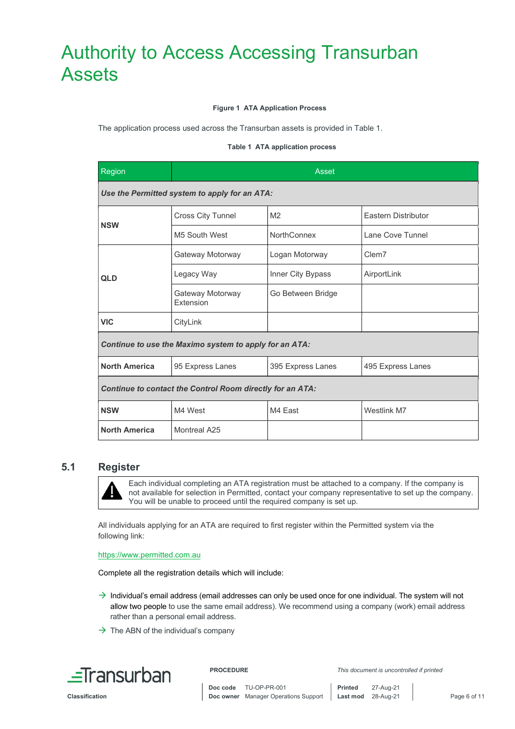# Authority to Access Accessing Transurban Assets

**Figure 1 ATA Application Process**

The application process used across the Transurban assets is provided in Table 1.

**Table 1 ATA application process**

| Region | Asset | | |
|---|---|---|---|
| ***Use the Permitted system to apply for an ATA:*** | | | |
| **NSW** | Cross City Tunnel | M2 | Eastern Distributor |
| | M5 South West | NorthConnex | Lane Cove Tunnel |
| **QLD** | Gateway Motorway | Logan Motorway | Clem7 |
| | Legacy Way | Inner City Bypass | AirportLink |
| | Gateway Motorway Extension | Go Between Bridge | |
| **VIC** | CityLink | | |
| ***Continue to use the Maximo system to apply for an ATA:*** | | | |
| **North America** | 95 Express Lanes | 395 Express Lanes | 495 Express Lanes |
| ***Continue to contact the Control Room directly for an ATA:*** | | | |
| **NSW** | M4 West | M4 East | Westlink M7 |
| **North America** | Montreal A25 | | |

## 5.1 Register

> ⚠ Each individual completing an ATA registration must be attached to a company. If the company is not available for selection in Permitted, contact your company representative to set up the company. You will be unable to proceed until the required company is set up.

All individuals applying for an ATA are required to first register within the Permitted system via the following link:

https://www.permitted.com.au

Complete all the registration details which will include:

- Individual's email address (email addresses can only be used once for one individual. The system will not allow two people to use the same email address). We recommend using a company (work) email address rather than a personal email address.
- The ABN of the individual's company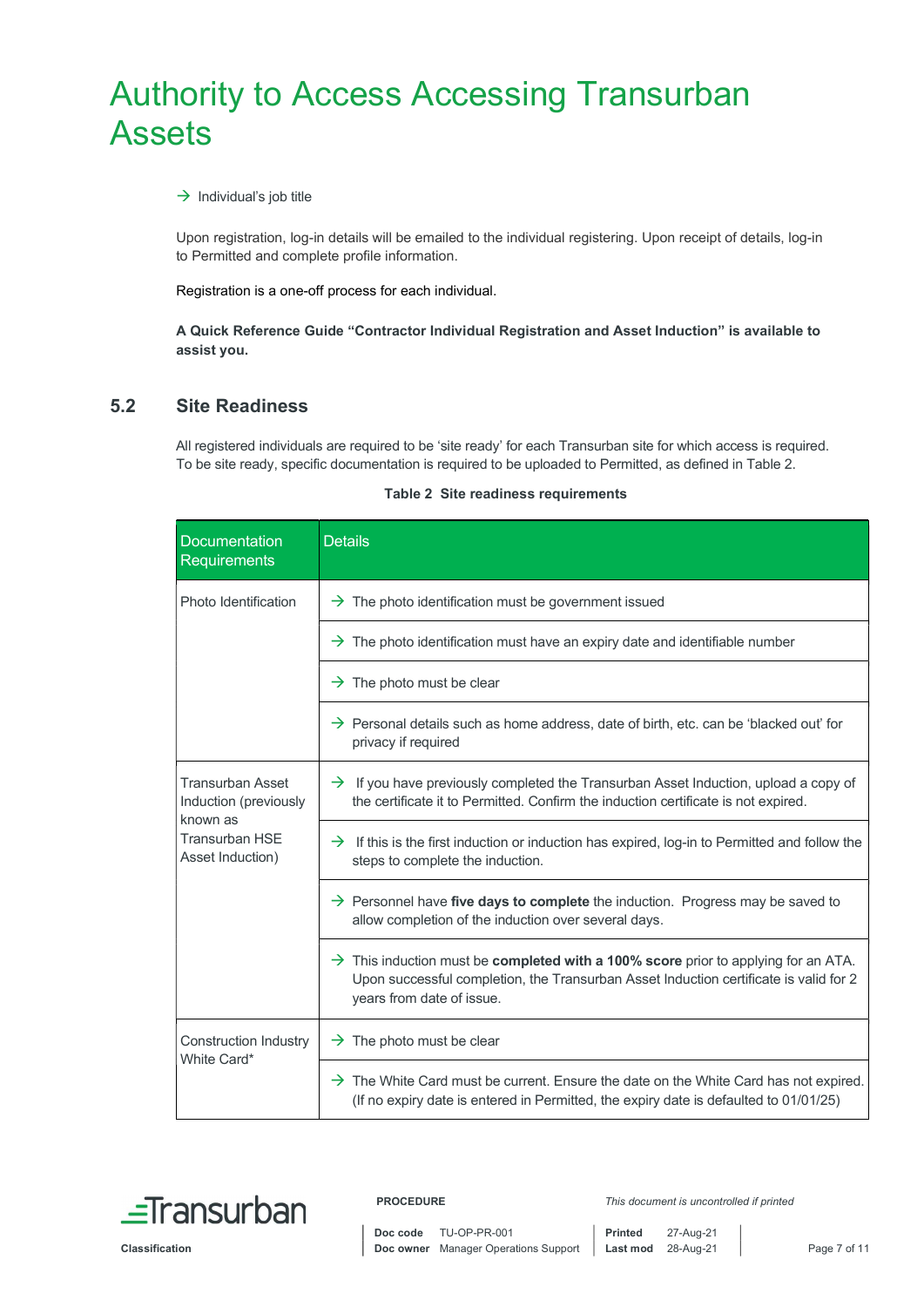- Individual's job title

Upon registration, log-in details will be emailed to the individual registering. Upon receipt of details, log-in to Permitted and complete profile information.

Registration is a one-off process for each individual.

**A Quick Reference Guide "Contractor Individual Registration and Asset Induction" is available to assist you.**

## 5.2 Site Readiness

All registered individuals are required to be 'site ready' for each Transurban site for which access is required. To be site ready, specific documentation is required to be uploaded to Permitted, as defined in Table 2.

**Table 2 Site readiness requirements**

| Documentation Requirements | Details |
|---|---|
| Photo Identification | → The photo identification must be government issued |
| | → The photo identification must have an expiry date and identifiable number |
| | → The photo must be clear |
| | → Personal details such as home address, date of birth, etc. can be 'blacked out' for privacy if required |
| Transurban Asset Induction (previously known as Transurban HSE Asset Induction) | → If you have previously completed the Transurban Asset Induction, upload a copy of the certificate it to Permitted. Confirm the induction certificate is not expired. |
| | → If this is the first induction or induction has expired, log-in to Permitted and follow the steps to complete the induction. |
| | → Personnel have **five days to complete** the induction. Progress may be saved to allow completion of the induction over several days. |
| | → This induction must be **completed with a 100% score** prior to applying for an ATA. Upon successful completion, the Transurban Asset Induction certificate is valid for 2 years from date of issue. |
| Construction Industry White Card* | → The photo must be clear |
| | → The White Card must be current. Ensure the date on the White Card has not expired. (If no expiry date is entered in Permitted, the expiry date is defaulted to 01/01/25) |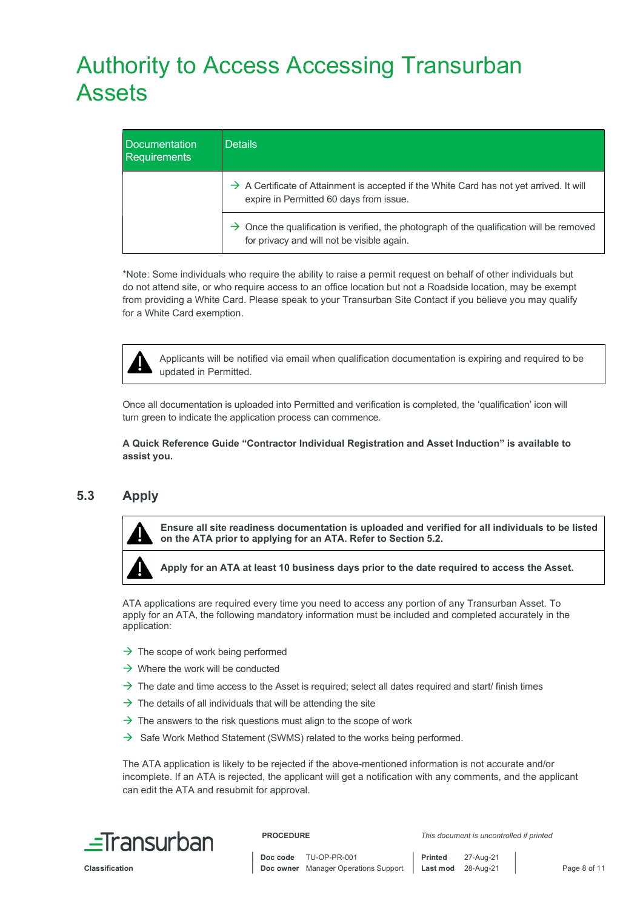# Authority to Access Accessing Transurban Assets

| Documentation Requirements | Details |
| --- | --- |
| | → A Certificate of Attainment is accepted if the White Card has not yet arrived. It will expire in Permitted 60 days from issue. |
| | → Once the qualification is verified, the photograph of the qualification will be removed for privacy and will not be visible again. |

*Note: Some individuals who require the ability to raise a permit request on behalf of other individuals but do not attend site, or who require access to an office location but not a Roadside location, may be exempt from providing a White Card. Please speak to your Transurban Site Contact if you believe you may qualify for a White Card exemption.

> ⚠ Applicants will be notified via email when qualification documentation is expiring and required to be updated in Permitted.

Once all documentation is uploaded into Permitted and verification is completed, the 'qualification' icon will turn green to indicate the application process can commence.

**A Quick Reference Guide "Contractor Individual Registration and Asset Induction" is available to assist you.**

## 5.3 Apply

> ⚠ **Ensure all site readiness documentation is uploaded and verified for all individuals to be listed on the ATA prior to applying for an ATA. Refer to Section 5.2.**

> ⚠ **Apply for an ATA at least 10 business days prior to the date required to access the Asset.**

ATA applications are required every time you need to access any portion of any Transurban Asset. To apply for an ATA, the following mandatory information must be included and completed accurately in the application:

- The scope of work being performed
- Where the work will be conducted
- The date and time access to the Asset is required; select all dates required and start/ finish times
- The details of all individuals that will be attending the site
- The answers to the risk questions must align to the scope of work
- Safe Work Method Statement (SWMS) related to the works being performed.

The ATA application is likely to be rejected if the above-mentioned information is not accurate and/or incomplete. If an ATA is rejected, the applicant will get a notification with any comments, and the applicant can edit the ATA and resubmit for approval.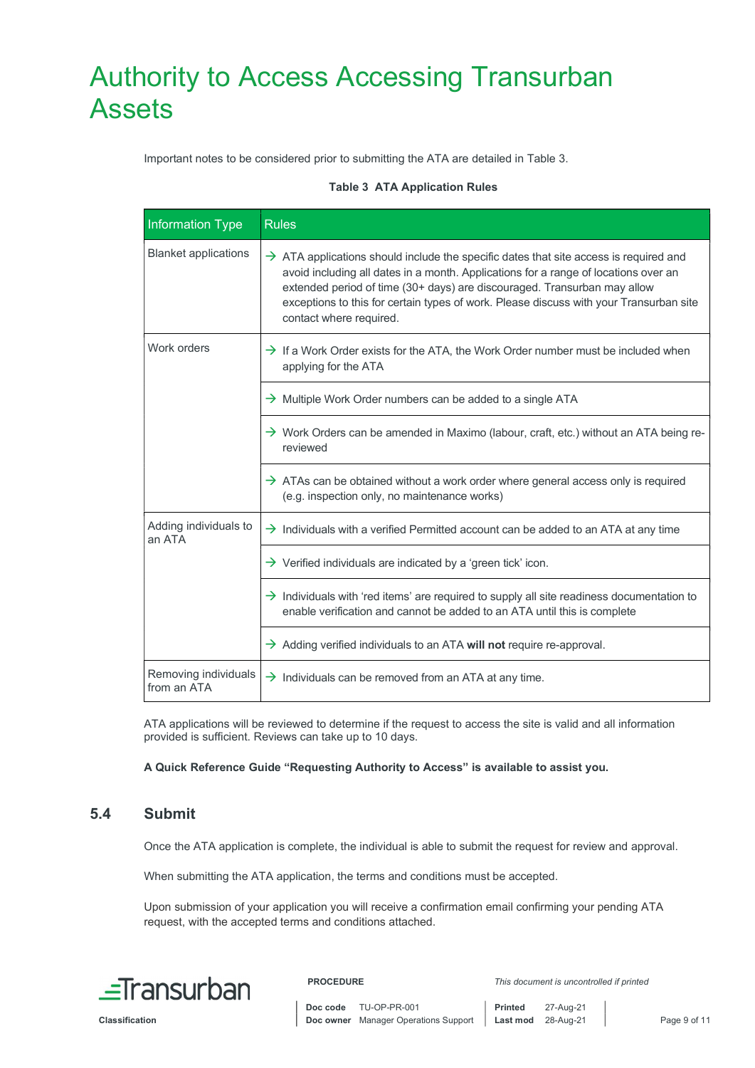Important notes to be considered prior to submitting the ATA are detailed in Table 3.

**Table 3 ATA Application Rules**

| Information Type | Rules |
|---|---|
| Blanket applications | → ATA applications should include the specific dates that site access is required and avoid including all dates in a month. Applications for a range of locations over an extended period of time (30+ days) are discouraged. Transurban may allow exceptions to this for certain types of work. Please discuss with your Transurban site contact where required. |
| Work orders | → If a Work Order exists for the ATA, the Work Order number must be included when applying for the ATA |
| | → Multiple Work Order numbers can be added to a single ATA |
| | → Work Orders can be amended in Maximo (labour, craft, etc.) without an ATA being re-reviewed |
| | → ATAs can be obtained without a work order where general access only is required (e.g. inspection only, no maintenance works) |
| Adding individuals to an ATA | → Individuals with a verified Permitted account can be added to an ATA at any time |
| | → Verified individuals are indicated by a 'green tick' icon. |
| | → Individuals with 'red items' are required to supply all site readiness documentation to enable verification and cannot be added to an ATA until this is complete |
| | → Adding verified individuals to an ATA **will not** require re-approval. |
| Removing individuals from an ATA | → Individuals can be removed from an ATA at any time. |

ATA applications will be reviewed to determine if the request to access the site is valid and all information provided is sufficient. Reviews can take up to 10 days.

**A Quick Reference Guide "Requesting Authority to Access" is available to assist you.**

## 5.4 Submit

Once the ATA application is complete, the individual is able to submit the request for review and approval.

When submitting the ATA application, the terms and conditions must be accepted.

Upon submission of your application you will receive a confirmation email confirming your pending ATA request, with the accepted terms and conditions attached.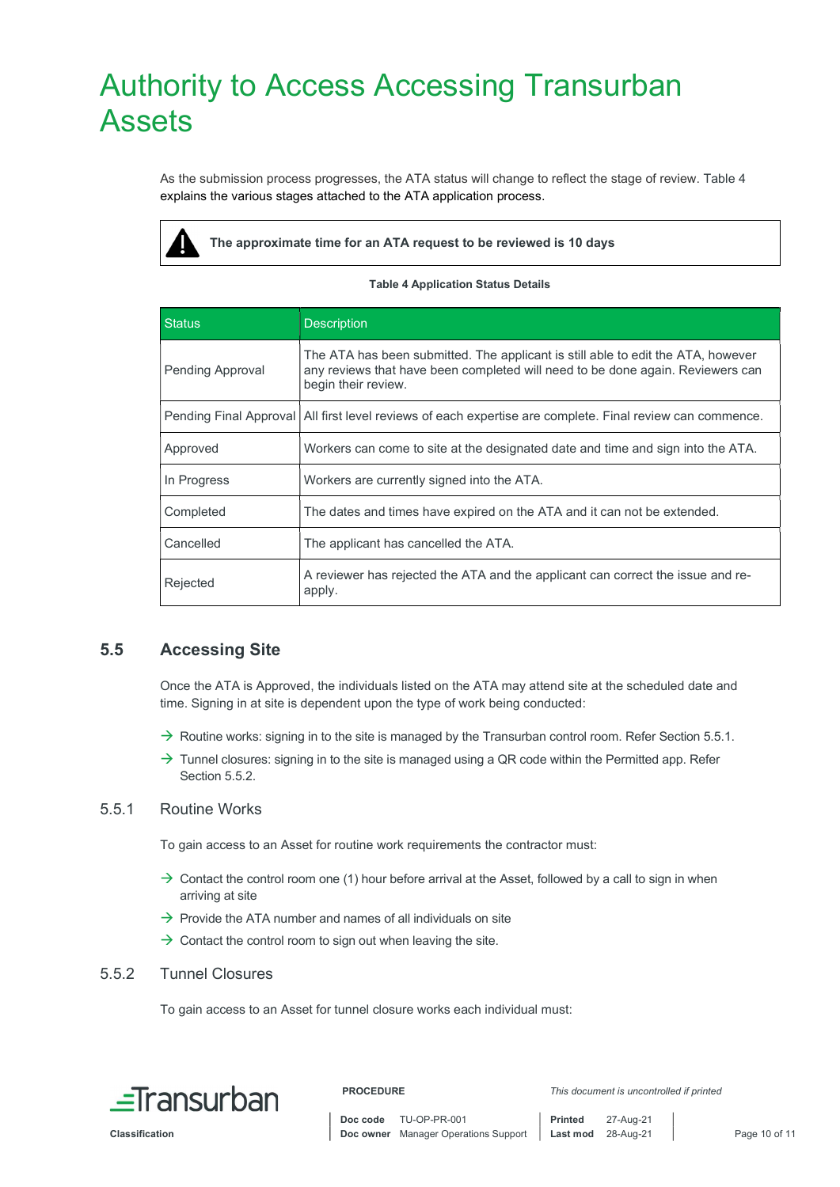# Authority to Access Accessing Transurban Assets

As the submission process progresses, the ATA status will change to reflect the stage of review. Table 4 explains the various stages attached to the ATA application process.

**The approximate time for an ATA request to be reviewed is 10 days**

**Table 4 Application Status Details**

| Status | Description |
|---|---|
| Pending Approval | The ATA has been submitted. The applicant is still able to edit the ATA, however any reviews that have been completed will need to be done again. Reviewers can begin their review. |
| Pending Final Approval | All first level reviews of each expertise are complete. Final review can commence. |
| Approved | Workers can come to site at the designated date and time and sign into the ATA. |
| In Progress | Workers are currently signed into the ATA. |
| Completed | The dates and times have expired on the ATA and it can not be extended. |
| Cancelled | The applicant has cancelled the ATA. |
| Rejected | A reviewer has rejected the ATA and the applicant can correct the issue and re-apply. |

## 5.5 Accessing Site

Once the ATA is Approved, the individuals listed on the ATA may attend site at the scheduled date and time. Signing in at site is dependent upon the type of work being conducted:

- Routine works: signing in to the site is managed by the Transurban control room. Refer Section 5.5.1.
- Tunnel closures: signing in to the site is managed using a QR code within the Permitted app. Refer Section 5.5.2.

### 5.5.1 Routine Works

To gain access to an Asset for routine work requirements the contractor must:

- Contact the control room one (1) hour before arrival at the Asset, followed by a call to sign in when arriving at site
- Provide the ATA number and names of all individuals on site
- Contact the control room to sign out when leaving the site.

### 5.5.2 Tunnel Closures

To gain access to an Asset for tunnel closure works each individual must: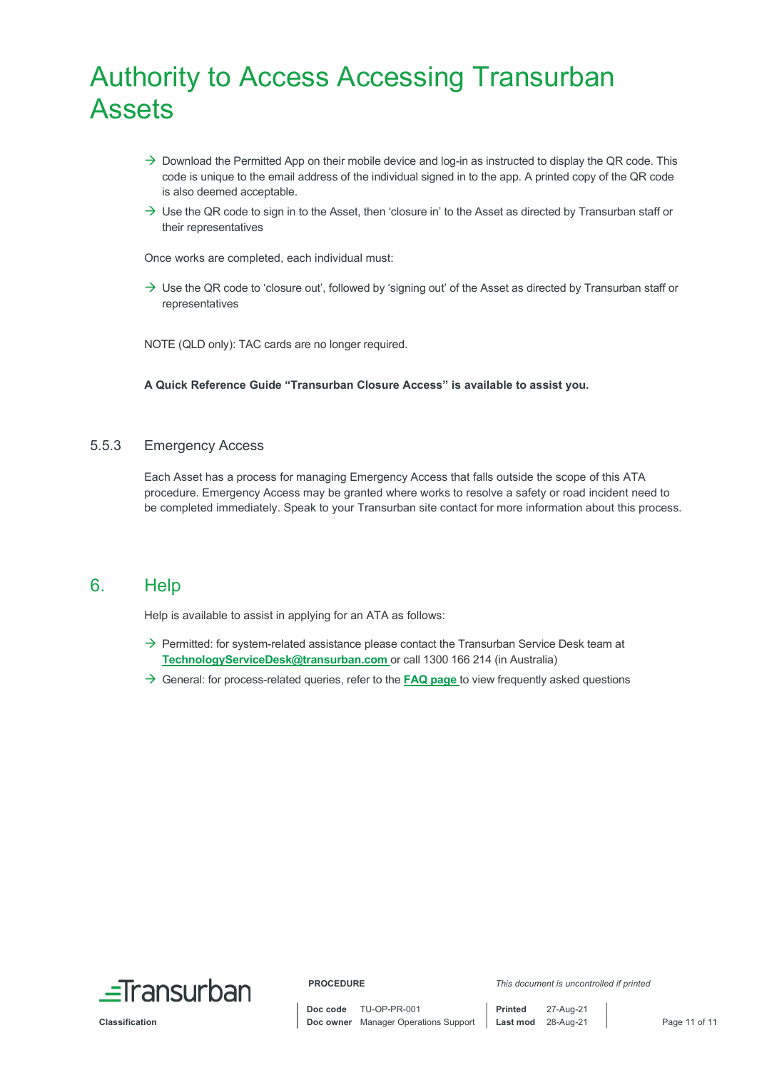- Download the Permitted App on their mobile device and log-in as instructed to display the QR code. This code is unique to the email address of the individual signed in to the app. A printed copy of the QR code is also deemed acceptable.
- Use the QR code to sign in to the Asset, then 'closure in' to the Asset as directed by Transurban staff or their representatives

Once works are completed, each individual must:

- Use the QR code to 'closure out', followed by 'signing out' of the Asset as directed by Transurban staff or representatives

NOTE (QLD only): TAC cards are no longer required.

**A Quick Reference Guide "Transurban Closure Access" is available to assist you.**

### 5.5.3 Emergency Access

Each Asset has a process for managing Emergency Access that falls outside the scope of this ATA procedure. Emergency Access may be granted where works to resolve a safety or road incident need to be completed immediately. Speak to your Transurban site contact for more information about this process.

## 6. Help

Help is available to assist in applying for an ATA as follows:

- Permitted: for system-related assistance please contact the Transurban Service Desk team at **TechnologyServiceDesk@transurban.com** or call 1300 166 214 (in Australia)
- General: for process-related queries, refer to the **FAQ page** to view frequently asked questions